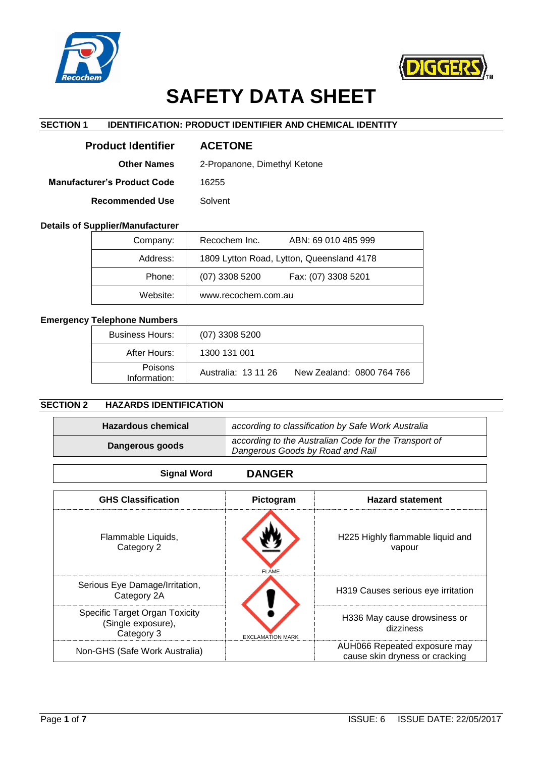# SAFETY DATA SHEET

## SECTION 1 IDENTIFICATION: PRODUCT IDENTIFIER AND CHEMICAL IDENTITY

| | |
|---|---|
| **Product Identifier** | **ACETONE** |
| **Other Names** | 2-Propanone, Dimethyl Ketone |
| **Manufacturer's Product Code** | 16255 |
| **Recommended Use** | Solvent |

**Details of Supplier/Manufacturer**

| | |
|---|---|
| Company: | Recochem Inc. ABN: 69 010 485 999 |
| Address: | 1809 Lytton Road, Lytton, Queensland 4178 |
| Phone: | (07) 3308 5200 Fax: (07) 3308 5201 |
| Website: | www.recochem.com.au |

**Emergency Telephone Numbers**

| | |
|---|---|
| Business Hours: | (07) 3308 5200 |
| After Hours: | 1300 131 001 |
| Poisons Information: | Australia: 13 11 26 New Zealand: 0800 764 766 |

## SECTION 2 HAZARDS IDENTIFICATION

| | |
|---|---|
| **Hazardous chemical** | *according to classification by Safe Work Australia* |
| **Dangerous goods** | *according to the Australian Code for the Transport of Dangerous Goods by Road and Rail* |

| | |
|---|---|
| **Signal Word** | **DANGER** |

| GHS Classification | Pictogram | Hazard statement |
|---|---|---|
| Flammable Liquids, Category 2 | FLAME | H225 Highly flammable liquid and vapour |
| Serious Eye Damage/Irritation, Category 2A | EXCLAMATION MARK | H319 Causes serious eye irritation |
| Specific Target Organ Toxicity (Single exposure), Category 3 | | H336 May cause drowsiness or dizziness |
| Non-GHS (Safe Work Australia) | | AUH066 Repeated exposure may cause skin dryness or cracking |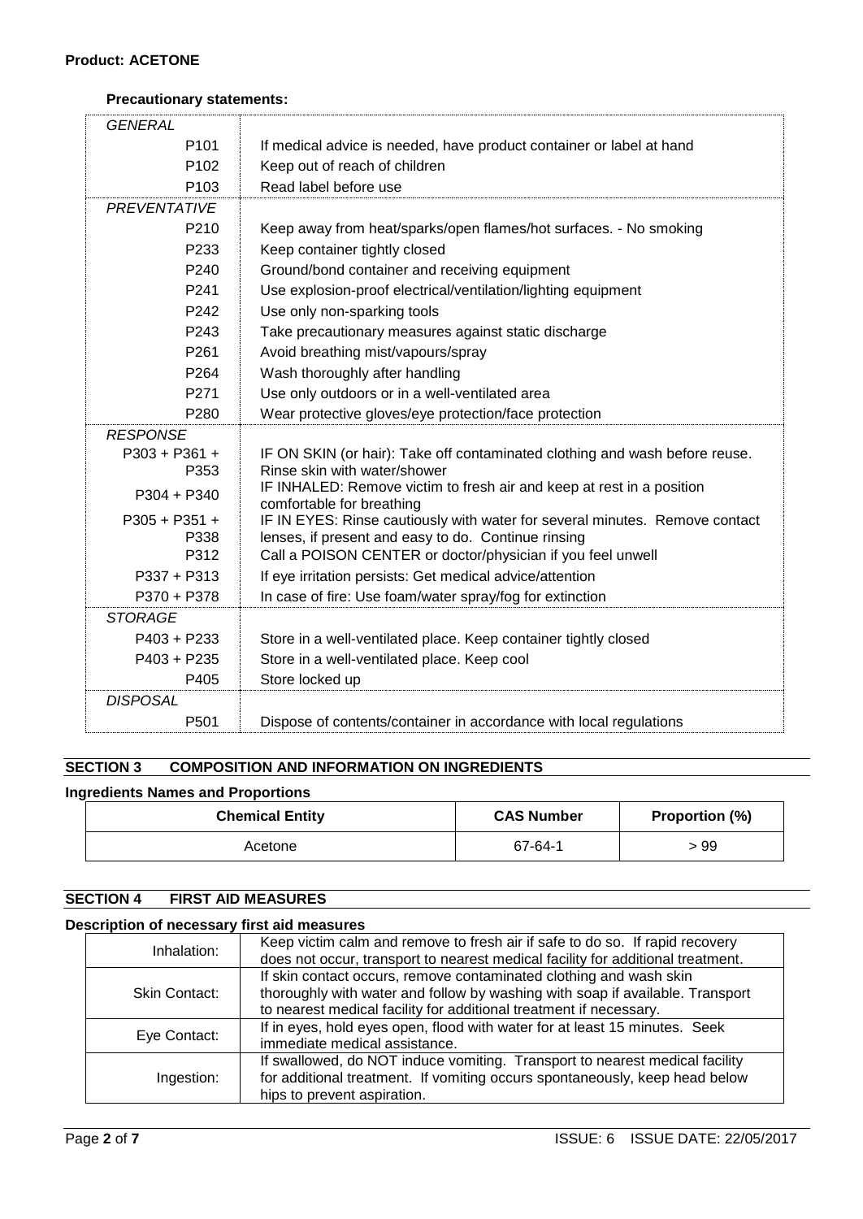**Product: ACETONE**

**Precautionary statements:**

| | |
|---|---|
| *GENERAL* | |
| P101 | If medical advice is needed, have product container or label at hand |
| P102 | Keep out of reach of children |
| P103 | Read label before use |
| *PREVENTATIVE* | |
| P210 | Keep away from heat/sparks/open flames/hot surfaces. - No smoking |
| P233 | Keep container tightly closed |
| P240 | Ground/bond container and receiving equipment |
| P241 | Use explosion-proof electrical/ventilation/lighting equipment |
| P242 | Use only non-sparking tools |
| P243 | Take precautionary measures against static discharge |
| P261 | Avoid breathing mist/vapours/spray |
| P264 | Wash thoroughly after handling |
| P271 | Use only outdoors or in a well-ventilated area |
| P280 | Wear protective gloves/eye protection/face protection |
| *RESPONSE* | |
| P303 + P361 + P353 | IF ON SKIN (or hair): Take off contaminated clothing and wash before reuse. Rinse skin with water/shower |
| P304 + P340 | IF INHALED: Remove victim to fresh air and keep at rest in a position comfortable for breathing |
| P305 + P351 + P338 | IF IN EYES: Rinse cautiously with water for several minutes. Remove contact lenses, if present and easy to do. Continue rinsing |
| P312 | Call a POISON CENTER or doctor/physician if you feel unwell |
| P337 + P313 | If eye irritation persists: Get medical advice/attention |
| P370 + P378 | In case of fire: Use foam/water spray/fog for extinction |
| *STORAGE* | |
| P403 + P233 | Store in a well-ventilated place. Keep container tightly closed |
| P403 + P235 | Store in a well-ventilated place. Keep cool |
| P405 | Store locked up |
| *DISPOSAL* | |
| P501 | Dispose of contents/container in accordance with local regulations |

## SECTION 3 COMPOSITION AND INFORMATION ON INGREDIENTS

**Ingredients Names and Proportions**

| Chemical Entity | CAS Number | Proportion (%) |
|---|---|---|
| Acetone | 67-64-1 | > 99 |

## SECTION 4 FIRST AID MEASURES

**Description of necessary first aid measures**

| | |
|---|---|
| Inhalation: | Keep victim calm and remove to fresh air if safe to do so. If rapid recovery does not occur, transport to nearest medical facility for additional treatment. |
| Skin Contact: | If skin contact occurs, remove contaminated clothing and wash skin thoroughly with water and follow by washing with soap if available. Transport to nearest medical facility for additional treatment if necessary. |
| Eye Contact: | If in eyes, hold eyes open, flood with water for at least 15 minutes. Seek immediate medical assistance. |
| Ingestion: | If swallowed, do NOT induce vomiting. Transport to nearest medical facility for additional treatment. If vomiting occurs spontaneously, keep head below hips to prevent aspiration. |

ISSUE: 6 ISSUE DATE: 22/05/2017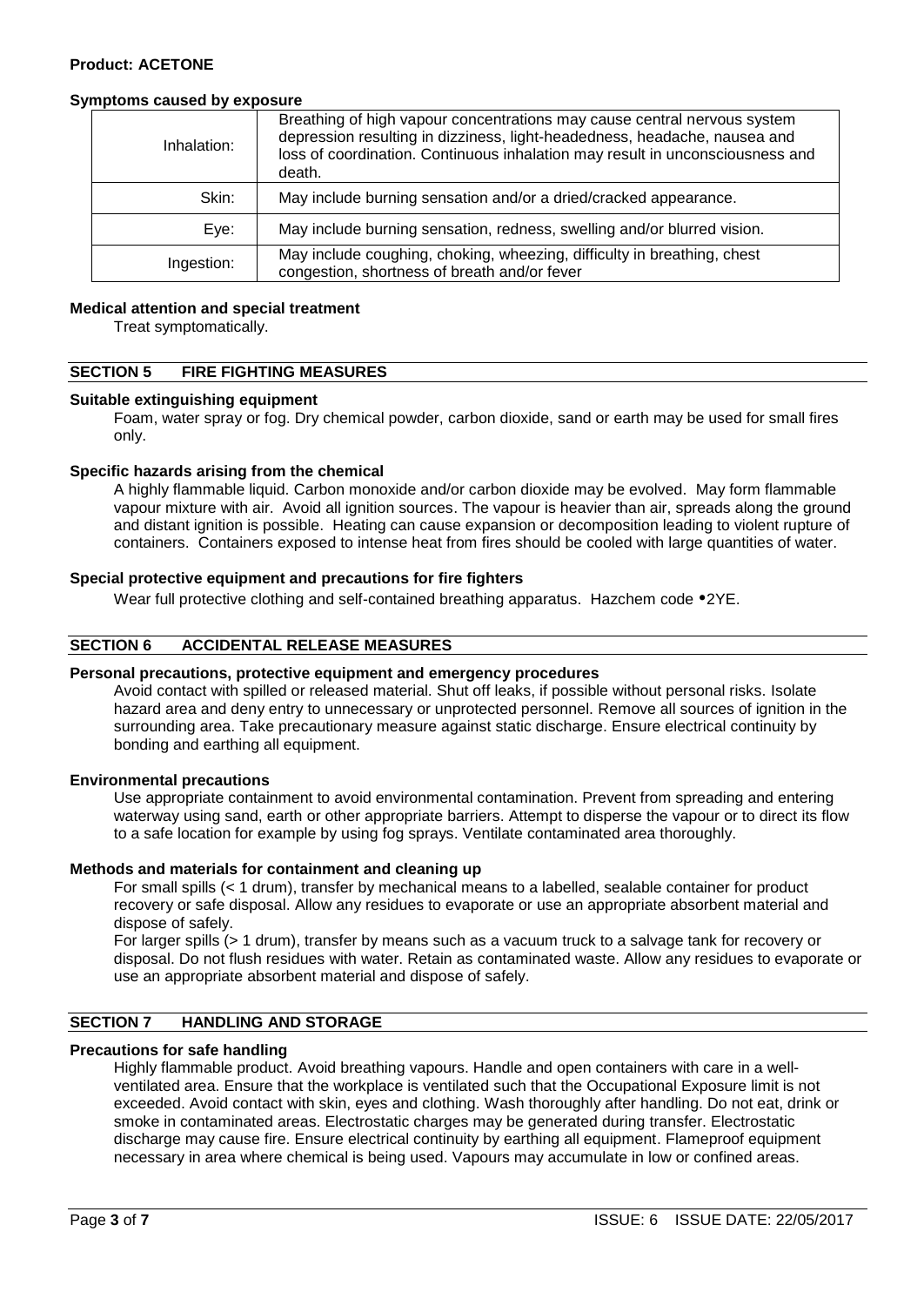**Product: ACETONE**

**Symptoms caused by exposure**

| | |
|---|---|
| Inhalation: | Breathing of high vapour concentrations may cause central nervous system depression resulting in dizziness, light-headedness, headache, nausea and loss of coordination. Continuous inhalation may result in unconsciousness and death. |
| Skin: | May include burning sensation and/or a dried/cracked appearance. |
| Eye: | May include burning sensation, redness, swelling and/or blurred vision. |
| Ingestion: | May include coughing, choking, wheezing, difficulty in breathing, chest congestion, shortness of breath and/or fever |

**Medical attention and special treatment**

Treat symptomatically.

## SECTION 5 FIRE FIGHTING MEASURES

**Suitable extinguishing equipment**

Foam, water spray or fog. Dry chemical powder, carbon dioxide, sand or earth may be used for small fires only.

**Specific hazards arising from the chemical**

A highly flammable liquid. Carbon monoxide and/or carbon dioxide may be evolved. May form flammable vapour mixture with air. Avoid all ignition sources. The vapour is heavier than air, spreads along the ground and distant ignition is possible. Heating can cause expansion or decomposition leading to violent rupture of containers. Containers exposed to intense heat from fires should be cooled with large quantities of water.

**Special protective equipment and precautions for fire fighters**

Wear full protective clothing and self-contained breathing apparatus. Hazchem code •2YE.

## SECTION 6 ACCIDENTAL RELEASE MEASURES

**Personal precautions, protective equipment and emergency procedures**

Avoid contact with spilled or released material. Shut off leaks, if possible without personal risks. Isolate hazard area and deny entry to unnecessary or unprotected personnel. Remove all sources of ignition in the surrounding area. Take precautionary measure against static discharge. Ensure electrical continuity by bonding and earthing all equipment.

**Environmental precautions**

Use appropriate containment to avoid environmental contamination. Prevent from spreading and entering waterway using sand, earth or other appropriate barriers. Attempt to disperse the vapour or to direct its flow to a safe location for example by using fog sprays. Ventilate contaminated area thoroughly.

**Methods and materials for containment and cleaning up**

For small spills (< 1 drum), transfer by mechanical means to a labelled, sealable container for product recovery or safe disposal. Allow any residues to evaporate or use an appropriate absorbent material and dispose of safely.

For larger spills (> 1 drum), transfer by means such as a vacuum truck to a salvage tank for recovery or disposal. Do not flush residues with water. Retain as contaminated waste. Allow any residues to evaporate or use an appropriate absorbent material and dispose of safely.

## SECTION 7 HANDLING AND STORAGE

**Precautions for safe handling**

Highly flammable product. Avoid breathing vapours. Handle and open containers with care in a well-ventilated area. Ensure that the workplace is ventilated such that the Occupational Exposure limit is not exceeded. Avoid contact with skin, eyes and clothing. Wash thoroughly after handling. Do not eat, drink or smoke in contaminated areas. Electrostatic charges may be generated during transfer. Electrostatic discharge may cause fire. Ensure electrical continuity by earthing all equipment. Flameproof equipment necessary in area where chemical is being used. Vapours may accumulate in low or confined areas.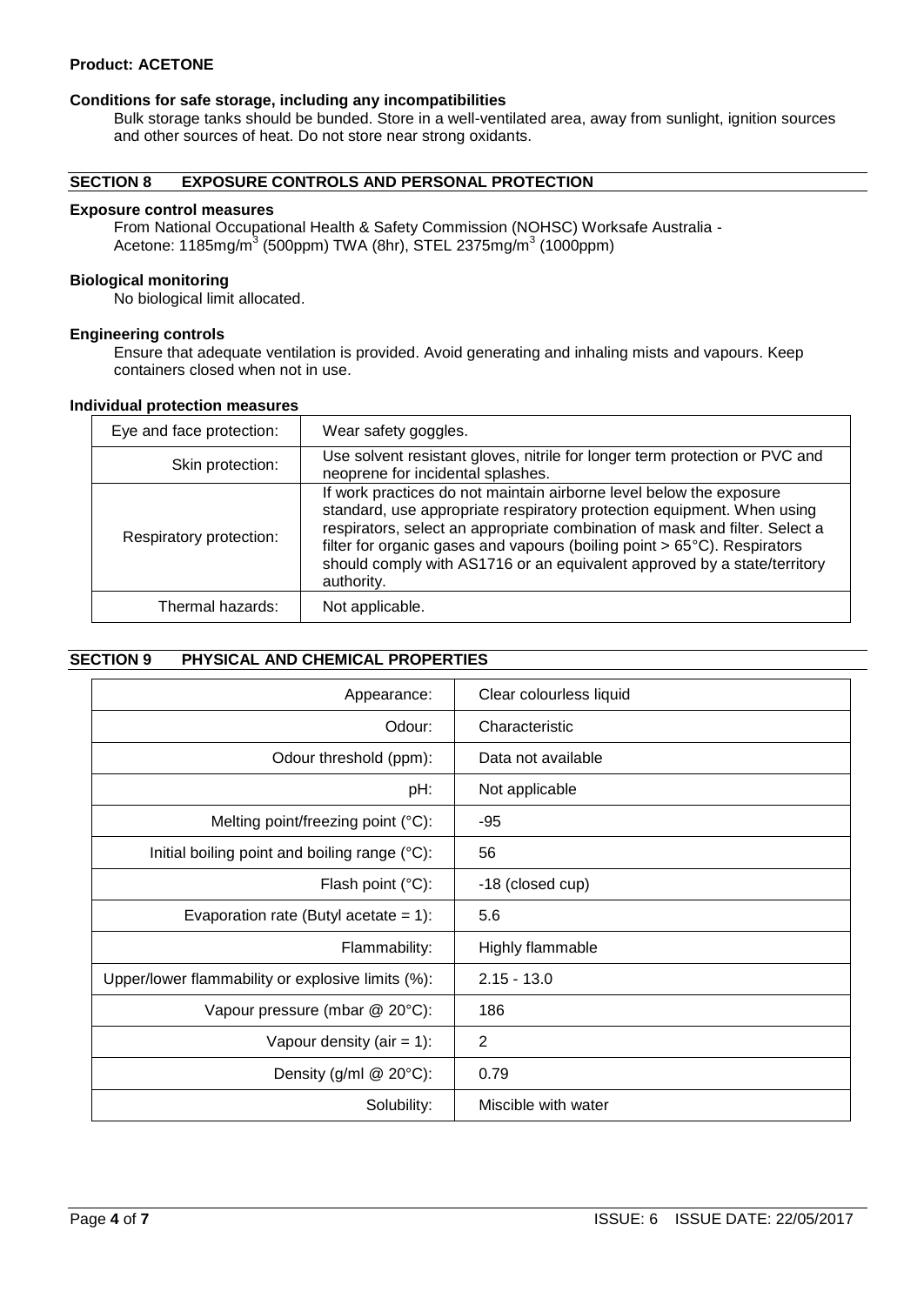**Product: ACETONE**

### Conditions for safe storage, including any incompatibilities

Bulk storage tanks should be bunded. Store in a well-ventilated area, away from sunlight, ignition sources and other sources of heat. Do not store near strong oxidants.

## SECTION 8 EXPOSURE CONTROLS AND PERSONAL PROTECTION

### Exposure control measures

From National Occupational Health & Safety Commission (NOHSC) Worksafe Australia - Acetone: 1185mg/m$^3$ (500ppm) TWA (8hr), STEL 2375mg/m$^3$ (1000ppm)

### Biological monitoring

No biological limit allocated.

### Engineering controls

Ensure that adequate ventilation is provided. Avoid generating and inhaling mists and vapours. Keep containers closed when not in use.

### Individual protection measures

| | |
|---|---|
| Eye and face protection: | Wear safety goggles. |
| Skin protection: | Use solvent resistant gloves, nitrile for longer term protection or PVC and neoprene for incidental splashes. |
| Respiratory protection: | If work practices do not maintain airborne level below the exposure standard, use appropriate respiratory protection equipment. When using respirators, select an appropriate combination of mask and filter. Select a filter for organic gases and vapours (boiling point > 65°C). Respirators should comply with AS1716 or an equivalent approved by a state/territory authority. |
| Thermal hazards: | Not applicable. |

## SECTION 9 PHYSICAL AND CHEMICAL PROPERTIES

| | |
|---|---|
| Appearance: | Clear colourless liquid |
| Odour: | Characteristic |
| Odour threshold (ppm): | Data not available |
| pH: | Not applicable |
| Melting point/freezing point (°C): | -95 |
| Initial boiling point and boiling range (°C): | 56 |
| Flash point (°C): | -18 (closed cup) |
| Evaporation rate (Butyl acetate = 1): | 5.6 |
| Flammability: | Highly flammable |
| Upper/lower flammability or explosive limits (%): | 2.15 - 13.0 |
| Vapour pressure (mbar @ 20°C): | 186 |
| Vapour density (air = 1): | 2 |
| Density (g/ml @ 20°C): | 0.79 |
| Solubility: | Miscible with water |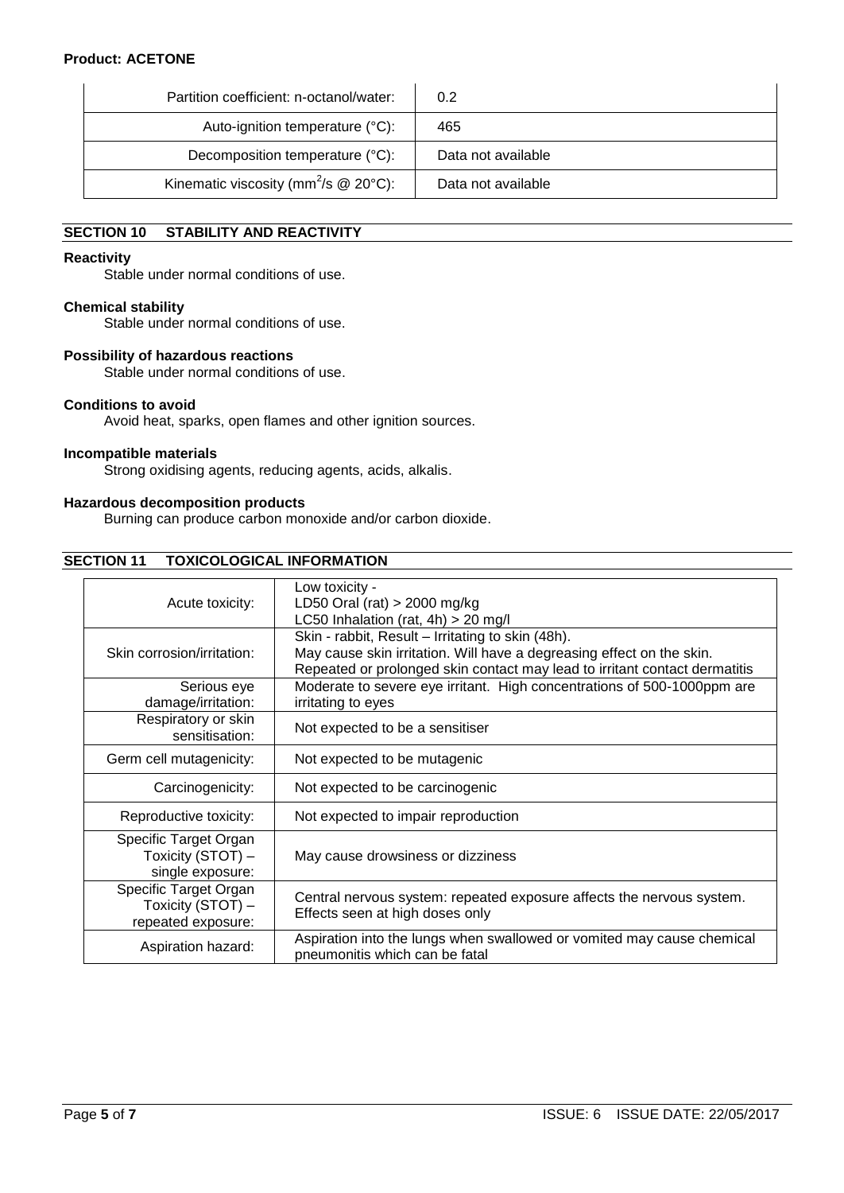| | |
|---|---|
| Partition coefficient: n-octanol/water: | 0.2 |
| Auto-ignition temperature (°C): | 465 |
| Decomposition temperature (°C): | Data not available |
| Kinematic viscosity ($mm^2/s$ @ 20°C): | Data not available |

## SECTION 10 STABILITY AND REACTIVITY

**Reactivity**

Stable under normal conditions of use.

**Chemical stability**

Stable under normal conditions of use.

**Possibility of hazardous reactions**

Stable under normal conditions of use.

**Conditions to avoid**

Avoid heat, sparks, open flames and other ignition sources.

**Incompatible materials**

Strong oxidising agents, reducing agents, acids, alkalis.

**Hazardous decomposition products**

Burning can produce carbon monoxide and/or carbon dioxide.

## SECTION 11 TOXICOLOGICAL INFORMATION

| | |
|---|---|
| Acute toxicity: | Low toxicity - LD50 Oral (rat) > 2000 mg/kg LC50 Inhalation (rat, 4h) > 20 mg/l |
| Skin corrosion/irritation: | Skin - rabbit, Result – Irritating to skin (48h). May cause skin irritation. Will have a degreasing effect on the skin. Repeated or prolonged skin contact may lead to irritant contact dermatitis |
| Serious eye damage/irritation: | Moderate to severe eye irritant. High concentrations of 500-1000ppm are irritating to eyes |
| Respiratory or skin sensitisation: | Not expected to be a sensitiser |
| Germ cell mutagenicity: | Not expected to be mutagenic |
| Carcinogenicity: | Not expected to be carcinogenic |
| Reproductive toxicity: | Not expected to impair reproduction |
| Specific Target Organ Toxicity (STOT) – single exposure: | May cause drowsiness or dizziness |
| Specific Target Organ Toxicity (STOT) – repeated exposure: | Central nervous system: repeated exposure affects the nervous system. Effects seen at high doses only |
| Aspiration hazard: | Aspiration into the lungs when swallowed or vomited may cause chemical pneumonitis which can be fatal |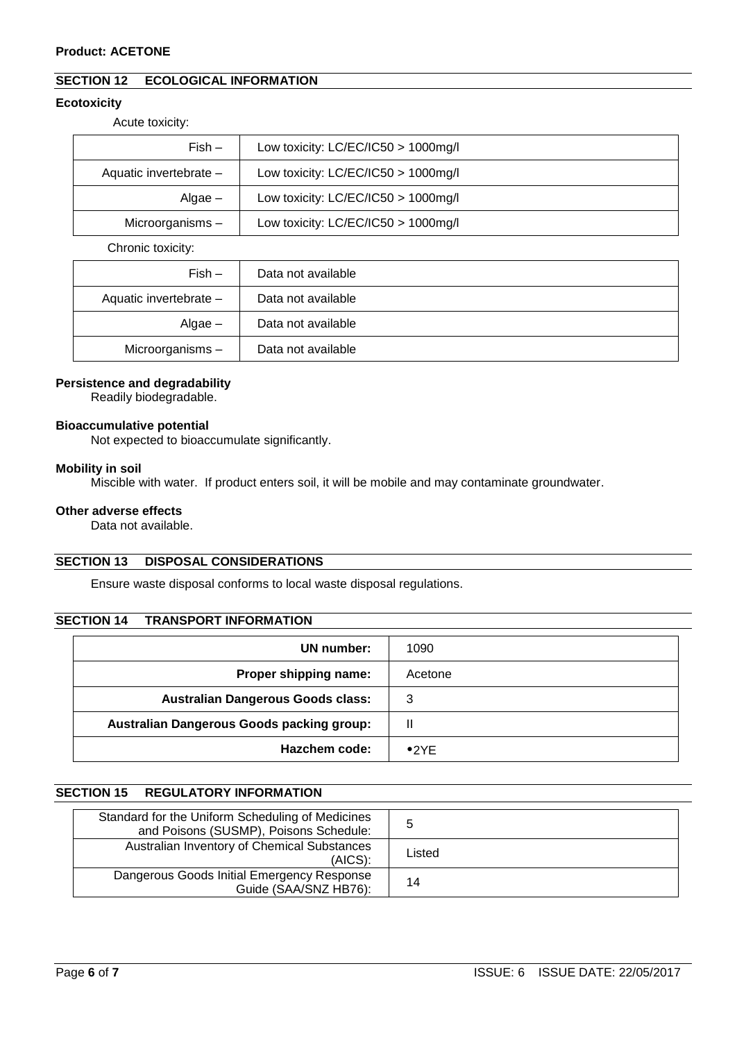**Product: ACETONE**

## SECTION 12 ECOLOGICAL INFORMATION

### Ecotoxicity

Acute toxicity:

| | |
|---|---|
| Fish – | Low toxicity: LC/EC/IC50 > 1000mg/l |
| Aquatic invertebrate – | Low toxicity: LC/EC/IC50 > 1000mg/l |
| Algae – | Low toxicity: LC/EC/IC50 > 1000mg/l |
| Microorganisms – | Low toxicity: LC/EC/IC50 > 1000mg/l |

Chronic toxicity:

| | |
|---|---|
| Fish – | Data not available |
| Aquatic invertebrate – | Data not available |
| Algae – | Data not available |
| Microorganisms – | Data not available |

### Persistence and degradability

Readily biodegradable.

### Bioaccumulative potential

Not expected to bioaccumulate significantly.

### Mobility in soil

Miscible with water. If product enters soil, it will be mobile and may contaminate groundwater.

### Other adverse effects

Data not available.

## SECTION 13 DISPOSAL CONSIDERATIONS

Ensure waste disposal conforms to local waste disposal regulations.

## SECTION 14 TRANSPORT INFORMATION

| | |
|---|---|
| **UN number:** | 1090 |
| **Proper shipping name:** | Acetone |
| **Australian Dangerous Goods class:** | 3 |
| **Australian Dangerous Goods packing group:** | II |
| **Hazchem code:** | •2YE |

## SECTION 15 REGULATORY INFORMATION

| | |
|---|---|
| Standard for the Uniform Scheduling of Medicines and Poisons (SUSMP), Poisons Schedule: | 5 |
| Australian Inventory of Chemical Substances (AICS): | Listed |
| Dangerous Goods Initial Emergency Response Guide (SAA/SNZ HB76): | 14 |

ISSUE: 6 ISSUE DATE: 22/05/2017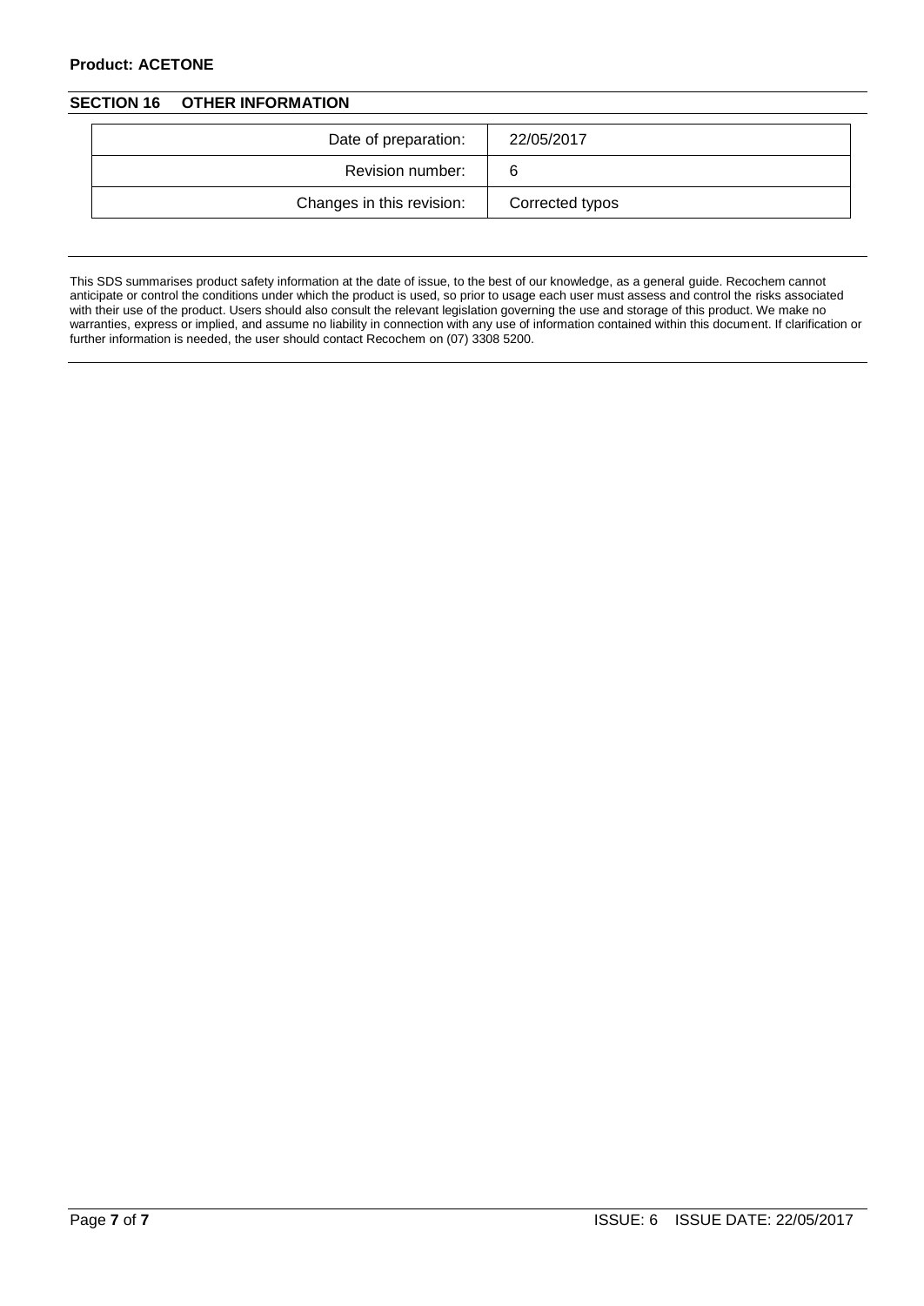## SECTION 16 OTHER INFORMATION

| | |
|---|---|
| Date of preparation: | 22/05/2017 |
| Revision number: | 6 |
| Changes in this revision: | Corrected typos |

This SDS summarises product safety information at the date of issue, to the best of our knowledge, as a general guide. Recochem cannot anticipate or control the conditions under which the product is used, so prior to usage each user must assess and control the risks associated with their use of the product. Users should also consult the relevant legislation governing the use and storage of this product. We make no warranties, express or implied, and assume no liability in connection with any use of information contained within this document. If clarification or further information is needed, the user should contact Recochem on (07) 3308 5200.